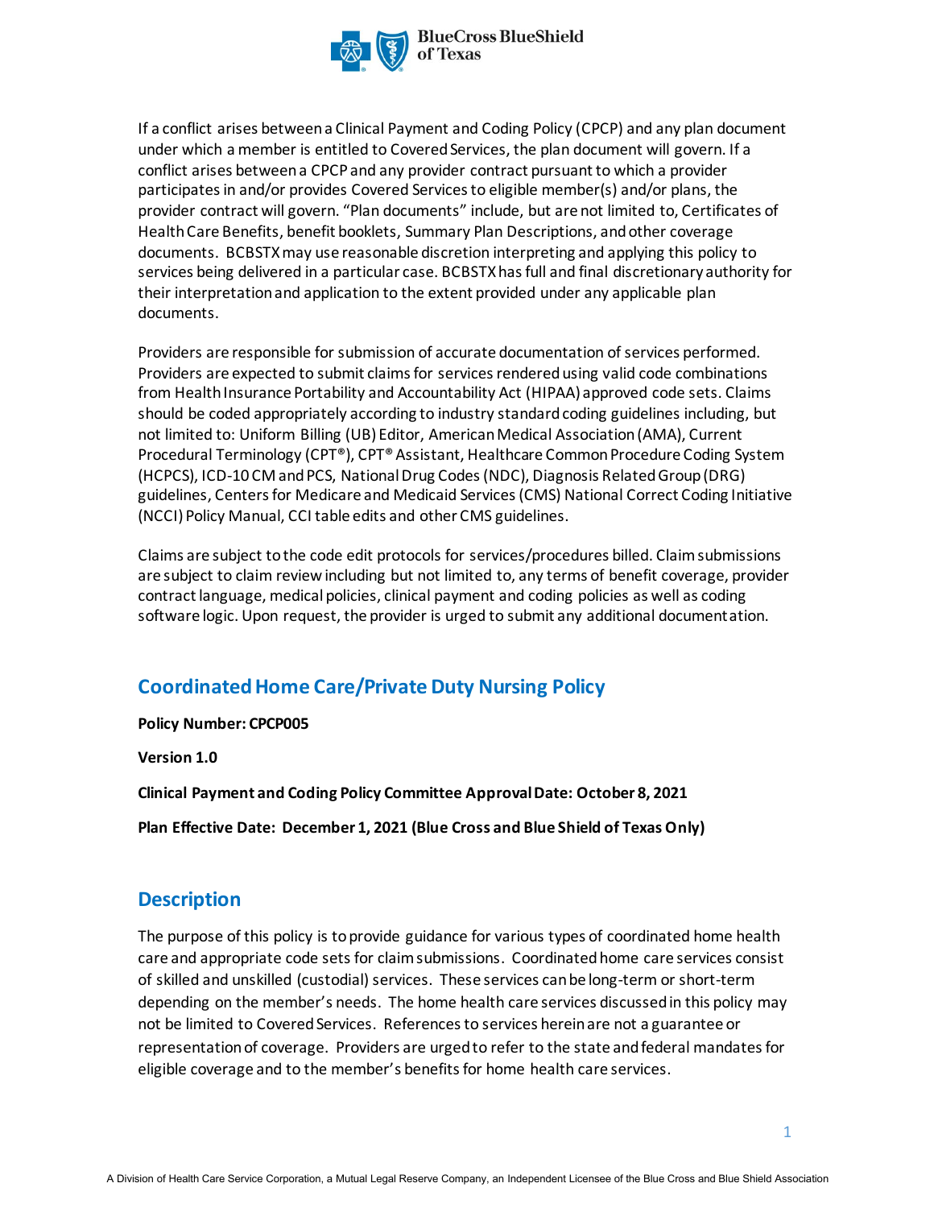If a conflict arises between a Clinical Payment and Coding Policy (CPCP) and any plan document under which a member is entitled to Covered Services, the plan document will govern. If a conflict arises between a CPCP and any provider contract pursuant to which a provider participates in and/or provides Covered Services to eligible member(s) and/or plans, the provider contract will govern. “Plan documents” include, but are not limited to, Certificates of Health Care Benefits, benefit booklets, Summary Plan Descriptions, and other coverage documents. BCBSTX may use reasonable discretion interpreting and applying this policy to services being delivered in a particular case. BCBSTX has full and final discretionary authority for their interpretation and application to the extent provided under any applicable plan documents.

Providers are responsible for submission of accurate documentation of services performed. Providers are expected to submit claims for services rendered using valid code combinations from Health Insurance Portability and Accountability Act (HIPAA) approved code sets. Claims should be coded appropriately according to industry standard coding guidelines including, but not limited to: Uniform Billing (UB) Editor, American Medical Association (AMA), Current Procedural Terminology (CPT®), CPT® Assistant, Healthcare Common Procedure Coding System (HCPCS), ICD-10 CM and PCS, National Drug Codes (NDC), Diagnosis Related Group (DRG) guidelines, Centers for Medicare and Medicaid Services (CMS) National Correct Coding Initiative (NCCI) Policy Manual, CCI table edits and other CMS guidelines.

Claims are subject to the code edit protocols for services/procedures billed. Claim submissions are subject to claim review including but not limited to, any terms of benefit coverage, provider contract language, medical policies, clinical payment and coding policies as well as coding software logic. Upon request, the provider is urged to submit any additional documentation.

# Coordinated Home Care/Private Duty Nursing Policy

**Policy Number: CPCP005**

**Version 1.0**

**Clinical Payment and Coding Policy Committee Approval Date: October 8, 2021**

**Plan Effective Date: December 1, 2021 (Blue Cross and Blue Shield of Texas Only)**

## Description

The purpose of this policy is to provide guidance for various types of coordinated home health care and appropriate code sets for claim submissions. Coordinated home care services consist of skilled and unskilled (custodial) services. These services can be long-term or short-term depending on the member’s needs. The home health care services discussed in this policy may not be limited to Covered Services. References to services herein are not a guarantee or representation of coverage. Providers are urged to refer to the state and federal mandates for eligible coverage and to the member’s benefits for home health care services.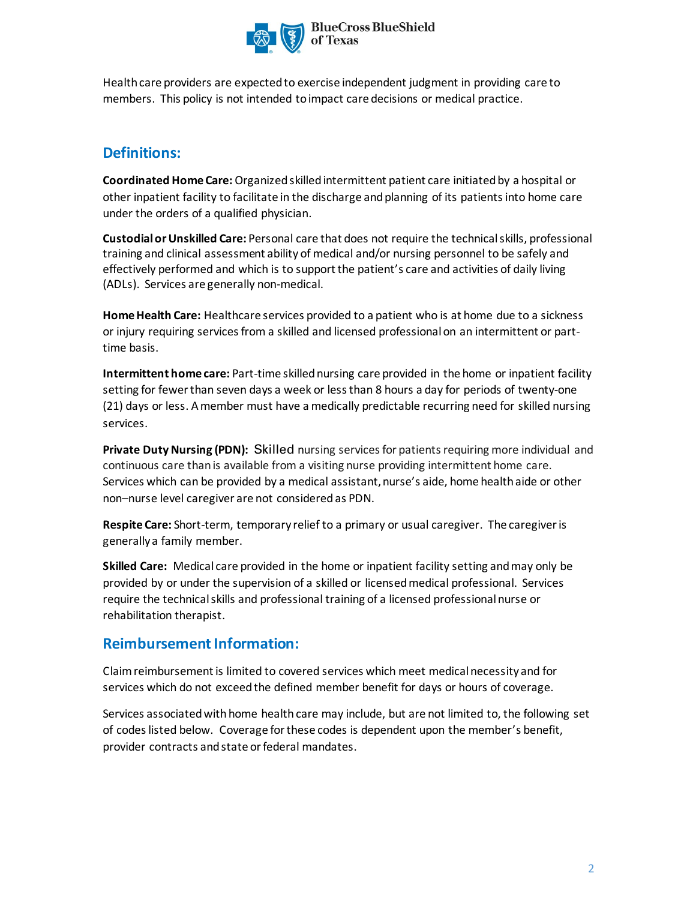Health care providers are expected to exercise independent judgment in providing care to members. This policy is not intended to impact care decisions or medical practice.

## Definitions:

**Coordinated Home Care:** Organized skilled intermittent patient care initiated by a hospital or other inpatient facility to facilitate in the discharge and planning of its patients into home care under the orders of a qualified physician.

**Custodial or Unskilled Care:** Personal care that does not require the technical skills, professional training and clinical assessment ability of medical and/or nursing personnel to be safely and effectively performed and which is to support the patient's care and activities of daily living (ADLs). Services are generally non-medical.

**Home Health Care:** Healthcare services provided to a patient who is at home due to a sickness or injury requiring services from a skilled and licensed professional on an intermittent or part-time basis.

**Intermittent home care:** Part-time skilled nursing care provided in the home or inpatient facility setting for fewer than seven days a week or less than 8 hours a day for periods of twenty-one (21) days or less. A member must have a medically predictable recurring need for skilled nursing services.

**Private Duty Nursing (PDN):** Skilled nursing services for patients requiring more individual and continuous care than is available from a visiting nurse providing intermittent home care. Services which can be provided by a medical assistant, nurse's aide, home health aide or other non–nurse level caregiver are not considered as PDN.

**Respite Care:** Short-term, temporary relief to a primary or usual caregiver. The caregiver is generally a family member.

**Skilled Care:** Medical care provided in the home or inpatient facility setting and may only be provided by or under the supervision of a skilled or licensed medical professional. Services require the technical skills and professional training of a licensed professional nurse or rehabilitation therapist.

## Reimbursement Information:

Claim reimbursement is limited to covered services which meet medical necessity and for services which do not exceed the defined member benefit for days or hours of coverage.

Services associated with home health care may include, but are not limited to, the following set of codes listed below. Coverage for these codes is dependent upon the member's benefit, provider contracts and state or federal mandates.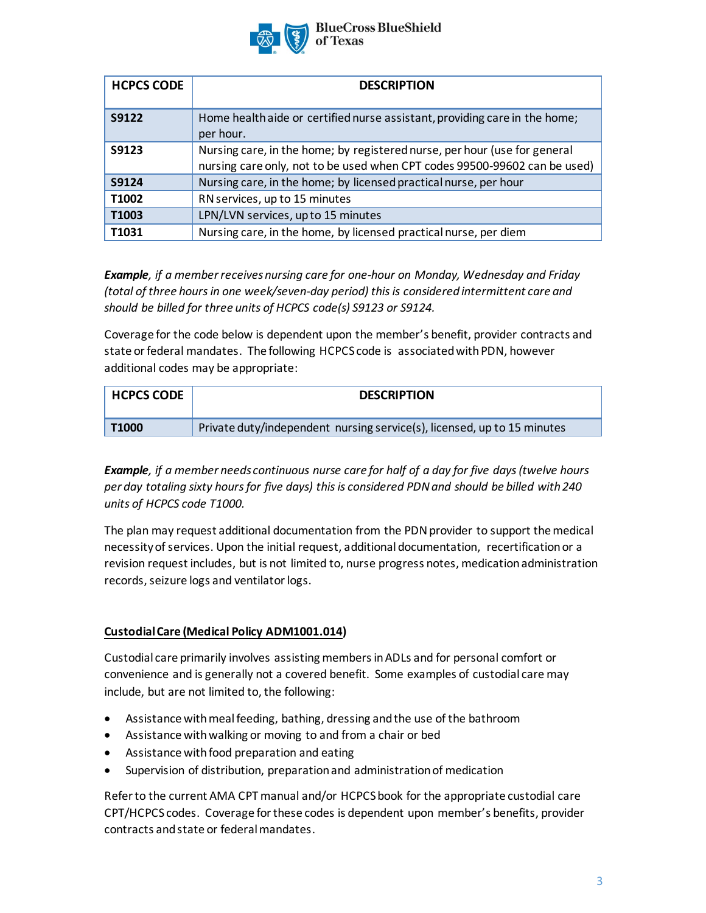| HCPCS CODE | DESCRIPTION |
|---|---|
| **S9122** | Home health aide or certified nurse assistant, providing care in the home; per hour. |
| **S9123** | Nursing care, in the home; by registered nurse, per hour (use for general nursing care only, not to be used when CPT codes 99500-99602 can be used) |
| **S9124** | Nursing care, in the home; by licensed practical nurse, per hour |
| **T1002** | RN services, up to 15 minutes |
| **T1003** | LPN/LVN services, up to 15 minutes |
| **T1031** | Nursing care, in the home, by licensed practical nurse, per diem |

***Example****, if a member receives nursing care for one-hour on Monday, Wednesday and Friday (total of three hours in one week/seven-day period) this is considered intermittent care and should be billed for three units of HCPCS code(s) S9123 or S9124.*

Coverage for the code below is dependent upon the member's benefit, provider contracts and state or federal mandates. The following HCPCS code is associated with PDN, however additional codes may be appropriate:

| HCPCS CODE | DESCRIPTION |
|---|---|
| **T1000** | Private duty/independent nursing service(s), licensed, up to 15 minutes |

***Example****, if a member needs continuous nurse care for half of a day for five days (twelve hours per day totaling sixty hours for five days) this is considered PDN and should be billed with 240 units of HCPCS code T1000.*

The plan may request additional documentation from the PDN provider to support the medical necessity of services. Upon the initial request, additional documentation, recertification or a revision request includes, but is not limited to, nurse progress notes, medication administration records, seizure logs and ventilator logs.

**<u>Custodial Care (Medical Policy ADM1001.014</u>)**

Custodial care primarily involves assisting members in ADLs and for personal comfort or convenience and is generally not a covered benefit. Some examples of custodial care may include, but are not limited to, the following:

- Assistance with meal feeding, bathing, dressing and the use of the bathroom
- Assistance with walking or moving to and from a chair or bed
- Assistance with food preparation and eating
- Supervision of distribution, preparation and administration of medication

Refer to the current AMA CPT manual and/or HCPCS book for the appropriate custodial care CPT/HCPCS codes. Coverage for these codes is dependent upon member's benefits, provider contracts and state or federal mandates.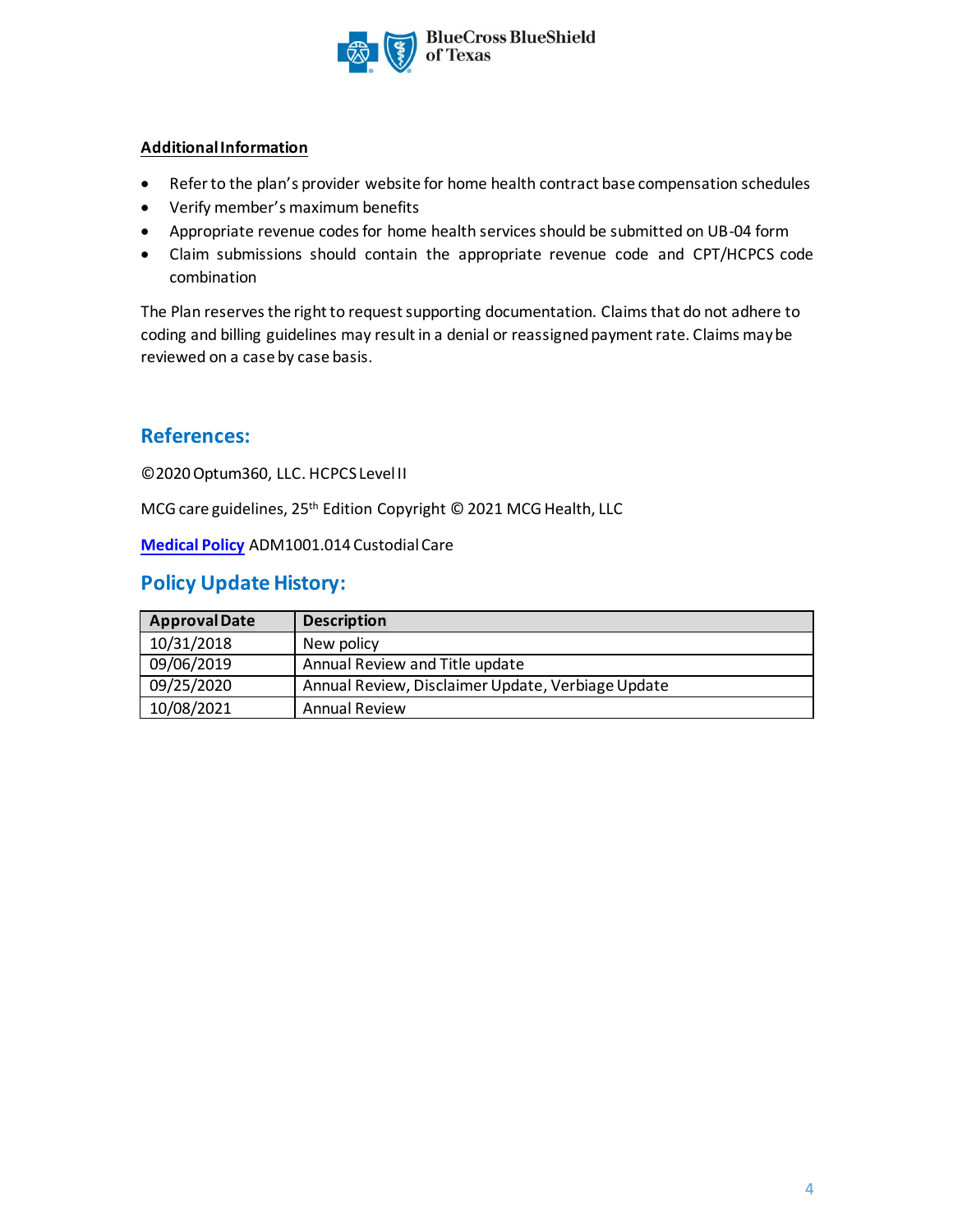**Additional Information**

- Refer to the plan's provider website for home health contract base compensation schedules
- Verify member's maximum benefits
- Appropriate revenue codes for home health services should be submitted on UB-04 form
- Claim submissions should contain the appropriate revenue code and CPT/HCPCS code combination

The Plan reserves the right to request supporting documentation. Claims that do not adhere to coding and billing guidelines may result in a denial or reassigned payment rate. Claims may be reviewed on a case by case basis.

## References:

©2020 Optum360, LLC. HCPCS Level II

MCG care guidelines, 25th Edition Copyright © 2021 MCG Health, LLC

**Medical Policy** ADM1001.014 Custodial Care

## Policy Update History:

| Approval Date | Description |
|---|---|
| 10/31/2018 | New policy |
| 09/06/2019 | Annual Review and Title update |
| 09/25/2020 | Annual Review, Disclaimer Update, Verbiage Update |
| 10/08/2021 | Annual Review |